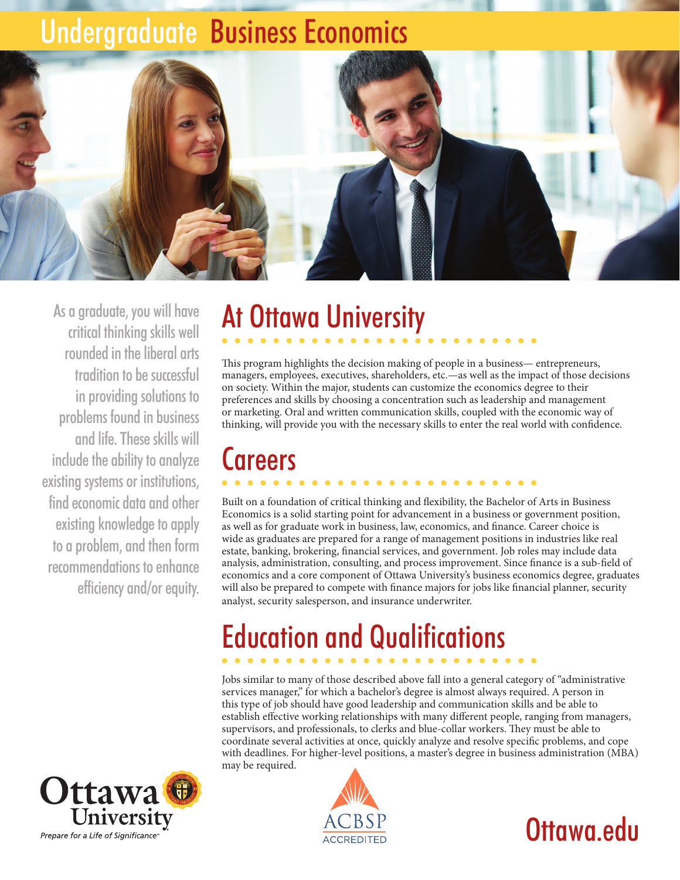# Undergraduate Business Economics

As a graduate, you will have critical thinking skills well rounded in the liberal arts tradition to be successful in providing solutions to problems found in business and life. These skills will include the ability to analyze existing systems or institutions, find economic data and other existing knowledge to apply to a problem, and then form recommendations to enhance efficiency and/or equity.

## At Ottawa University

This program highlights the decision making of people in a business— entrepreneurs, managers, employees, executives, shareholders, etc.—as well as the impact of those decisions on society. Within the major, students can customize the economics degree to their preferences and skills by choosing a concentration such as leadership and management or marketing. Oral and written communication skills, coupled with the economic way of thinking, will provide you with the necessary skills to enter the real world with confidence.

## Careers

Built on a foundation of critical thinking and flexibility, the Bachelor of Arts in Business Economics is a solid starting point for advancement in a business or government position, as well as for graduate work in business, law, economics, and finance. Career choice is wide as graduates are prepared for a range of management positions in industries like real estate, banking, brokering, financial services, and government. Job roles may include data analysis, administration, consulting, and process improvement. Since finance is a sub-field of economics and a core component of Ottawa University's business economics degree, graduates will also be prepared to compete with finance majors for jobs like financial planner, security analyst, security salesperson, and insurance underwriter.

## Education and Qualifications

Jobs similar to many of those described above fall into a general category of "administrative services manager," for which a bachelor's degree is almost always required. A person in this type of job should have good leadership and communication skills and be able to establish effective working relationships with many different people, ranging from managers, supervisors, and professionals, to clerks and blue-collar workers. They must be able to coordinate several activities at once, quickly analyze and resolve specific problems, and cope with deadlines. For higher-level positions, a master's degree in business administration (MBA) may be required.

Ottawa University
*Prepare for a Life of Significance™*

ACBSP ACCREDITED

Ottawa.edu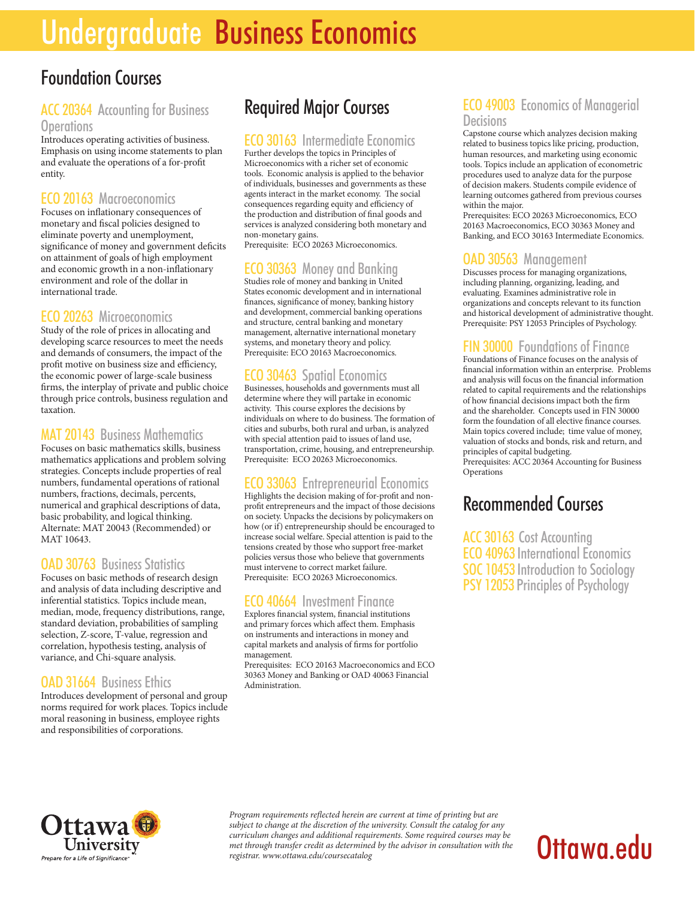# Undergraduate Business Economics

## Foundation Courses

### ACC 20364 Accounting for Business Operations

Introduces operating activities of business. Emphasis on using income statements to plan and evaluate the operations of a for-profit entity.

### ECO 20163 Macroeconomics

Focuses on inflationary consequences of monetary and fiscal policies designed to eliminate poverty and unemployment, significance of money and government deficits on attainment of goals of high employment and economic growth in a non-inflationary environment and role of the dollar in international trade.

### ECO 20263 Microeconomics

Study of the role of prices in allocating and developing scarce resources to meet the needs and demands of consumers, the impact of the profit motive on business size and efficiency, the economic power of large-scale business firms, the interplay of private and public choice through price controls, business regulation and taxation.

### MAT 20143 Business Mathematics

Focuses on basic mathematics skills, business mathematics applications and problem solving strategies. Concepts include properties of real numbers, fundamental operations of rational numbers, fractions, decimals, percents, numerical and graphical descriptions of data, basic probability, and logical thinking. Alternate: MAT 20043 (Recommended) or MAT 10643.

### OAD 30763 Business Statistics

Focuses on basic methods of research design and analysis of data including descriptive and inferential statistics. Topics include mean, median, mode, frequency distributions, range, standard deviation, probabilities of sampling selection, Z-score, T-value, regression and correlation, hypothesis testing, analysis of variance, and Chi-square analysis.

### OAD 31664 Business Ethics

Introduces development of personal and group norms required for work places. Topics include moral reasoning in business, employee rights and responsibilities of corporations.

## Required Major Courses

### ECO 30163 Intermediate Economics

Further develops the topics in Principles of Microeconomics with a richer set of economic tools. Economic analysis is applied to the behavior of individuals, businesses and governments as these agents interact in the market economy. The social consequences regarding equity and efficiency of the production and distribution of final goods and services is analyzed considering both monetary and non-monetary gains.
Prerequisite: ECO 20263 Microeconomics.

### ECO 30363 Money and Banking

Studies role of money and banking in United States economic development and in international finances, significance of money, banking history and development, commercial banking operations and structure, central banking and monetary management, alternative international monetary systems, and monetary theory and policy.
Prerequisite: ECO 20163 Macroeconomics.

### ECO 30463 Spatial Economics

Businesses, households and governments must all determine where they will partake in economic activity. This course explores the decisions by individuals on where to do business. The formation of cities and suburbs, both rural and urban, is analyzed with special attention paid to issues of land use, transportation, crime, housing, and entrepreneurship.
Prerequisite: ECO 20263 Microeconomics.

### ECO 33063 Entrepreneurial Economics

Highlights the decision making of for-profit and non-profit entrepreneurs and the impact of those decisions on society. Unpacks the decisions by policymakers on how (or if) entrepreneurship should be encouraged to increase social welfare. Special attention is paid to the tensions created by those who support free-market policies versus those who believe that governments must intervene to correct market failure.
Prerequisite: ECO 20263 Microeconomics.

### ECO 40664 Investment Finance

Explores financial system, financial institutions and primary forces which affect them. Emphasis on instruments and interactions in money and capital markets and analysis of firms for portfolio management.
Prerequisites: ECO 20163 Macroeconomics and ECO 30363 Money and Banking or OAD 40063 Financial Administration.

### ECO 49003 Economics of Managerial Decisions

Capstone course which analyzes decision making related to business topics like pricing, production, human resources, and marketing using economic tools. Topics include an application of econometric procedures used to analyze data for the purpose of decision makers. Students compile evidence of learning outcomes gathered from previous courses within the major.
Prerequisites: ECO 20263 Microeconomics, ECO 20163 Macroeconomics, ECO 30363 Money and Banking, and ECO 30163 Intermediate Economics.

### OAD 30563 Management

Discusses process for managing organizations, including planning, organizing, leading, and evaluating. Examines administrative role in organizations and concepts relevant to its function and historical development of administrative thought.
Prerequisite: PSY 12053 Principles of Psychology.

### FIN 30000 Foundations of Finance

Foundations of Finance focuses on the analysis of financial information within an enterprise. Problems and analysis will focus on the financial information related to capital requirements and the relationships of how financial decisions impact both the firm and the shareholder. Concepts used in FIN 30000 form the foundation of all elective finance courses. Main topics covered include; time value of money, valuation of stocks and bonds, risk and return, and principles of capital budgeting.
Prerequisites: ACC 20364 Accounting for Business Operations

## Recommended Courses

- ACC 30163 Cost Accounting
- ECO 40963 International Economics
- SOC 10453 Introduction to Sociology
- PSY 12053 Principles of Psychology

Ottawa University
Prepare for a Life of Significance

*Program requirements reflected herein are current at time of printing but are subject to change at the discretion of the university. Consult the catalog for any curriculum changes and additional requirements. Some required courses may be met through transfer credit as determined by the advisor in consultation with the registrar. www.ottawa.edu/coursecatalog*

Ottawa.edu